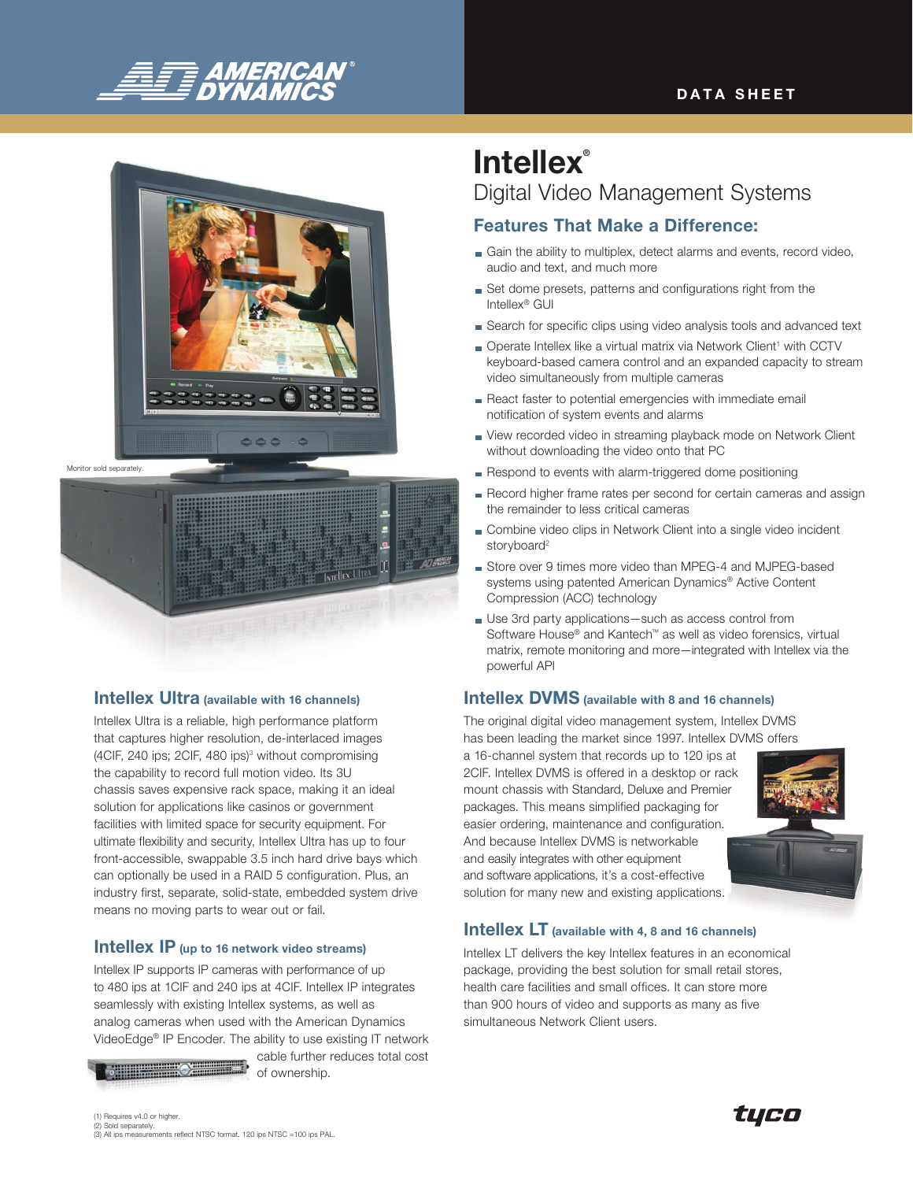DATA SHEET

# Intellex®

## Digital Video Management Systems

### Features That Make a Difference:

- Gain the ability to multiplex, detect alarms and events, record video, audio and text, and much more
- Set dome presets, patterns and configurations right from the Intellex® GUI
- Search for specific clips using video analysis tools and advanced text
- Operate Intellex like a virtual matrix via Network Client[1] with CCTV keyboard-based camera control and an expanded capacity to stream video simultaneously from multiple cameras
- React faster to potential emergencies with immediate email notification of system events and alarms
- View recorded video in streaming playback mode on Network Client without downloading the video onto that PC
- Respond to events with alarm-triggered dome positioning
- Record higher frame rates per second for certain cameras and assign the remainder to less critical cameras
- Combine video clips in Network Client into a single video incident storyboard[2]
- Store over 9 times more video than MPEG-4 and MJPEG-based systems using patented American Dynamics® Active Content Compression (ACC) technology
- Use 3rd party applications—such as access control from Software House® and Kantech™ as well as video forensics, virtual matrix, remote monitoring and more—integrated with Intellex via the powerful API

Monitor sold separately.

### Intellex Ultra (available with 16 channels)

Intellex Ultra is a reliable, high performance platform that captures higher resolution, de-interlaced images (4CIF, 240 ips; 2CIF, 480 ips)[3] without compromising the capability to record full motion video. Its 3U chassis saves expensive rack space, making it an ideal solution for applications like casinos or government facilities with limited space for security equipment. For ultimate flexibility and security, Intellex Ultra has up to four front-accessible, swappable 3.5 inch hard drive bays which can optionally be used in a RAID 5 configuration. Plus, an industry first, separate, solid-state, embedded system drive means no moving parts to wear out or fail.

### Intellex IP (up to 16 network video streams)

Intellex IP supports IP cameras with performance of up to 480 ips at 1CIF and 240 ips at 4CIF. Intellex IP integrates seamlessly with existing Intellex systems, as well as analog cameras when used with the American Dynamics VideoEdge® IP Encoder. The ability to use existing IT network cable further reduces total cost of ownership.

### Intellex DVMS (available with 8 and 16 channels)

The original digital video management system, Intellex DVMS has been leading the market since 1997. Intellex DVMS offers a 16-channel system that records up to 120 ips at 2CIF. Intellex DVMS is offered in a desktop or rack mount chassis with Standard, Deluxe and Premier packages. This means simplified packaging for easier ordering, maintenance and configuration. And because Intellex DVMS is networkable and easily integrates with other equipment and software applications, it's a cost-effective solution for many new and existing applications.

### Intellex LT (available with 4, 8 and 16 channels)

Intellex LT delivers the key Intellex features in an economical package, providing the best solution for small retail stores, health care facilities and small offices. It can store more than 900 hours of video and supports as many as five simultaneous Network Client users.

(1) Requires v4.0 or higher.
(2) Sold separately.
(3) All ips measurements reflect NTSC format. 120 ips NTSC =100 ips PAL.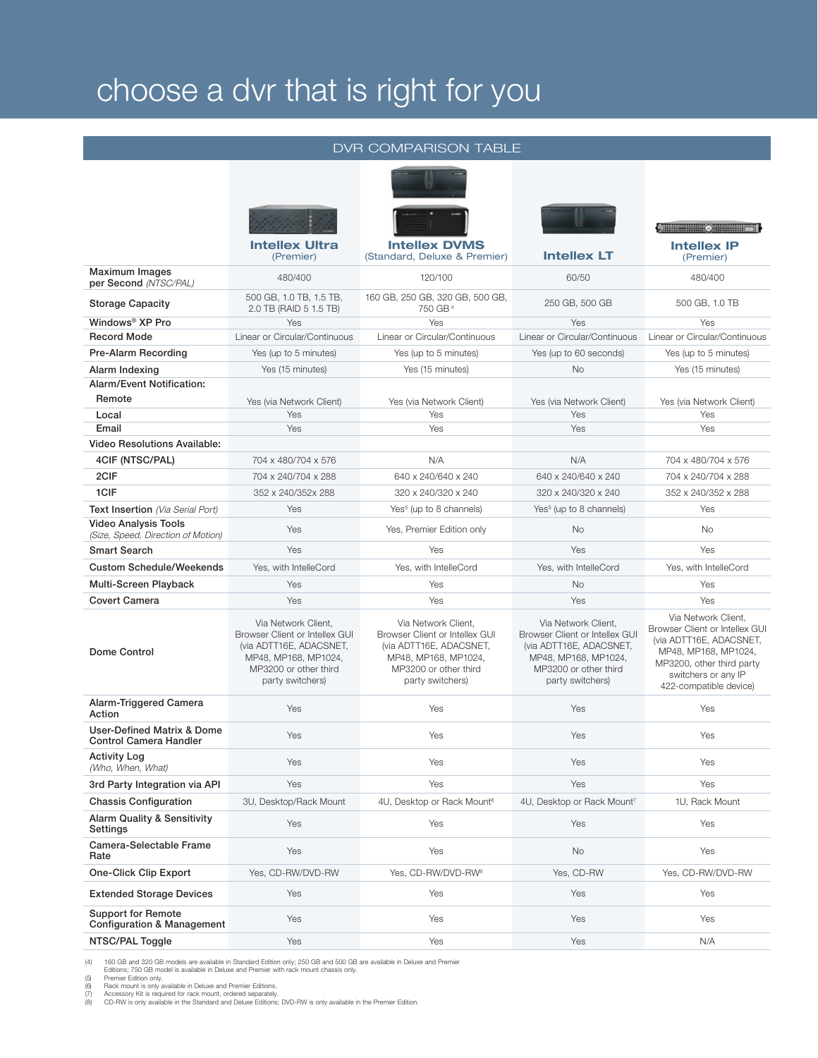# choose a dvr that is right for you

## DVR COMPARISON TABLE

| | Intellex Ultra (Premier) | Intellex DVMS (Standard, Deluxe & Premier) | Intellex LT | Intellex IP (Premier) |
|---|---|---|---|---|
| **Maximum Images per Second** *(NTSC/PAL)* | 480/400 | 120/100 | 60/50 | 480/400 |
| **Storage Capacity** | 500 GB, 1.0 TB, 1.5 TB, 2.0 TB (RAID 5 1.5 TB) | 160 GB, 250 GB, 320 GB, 500 GB, 750 GB [4] | 250 GB, 500 GB | 500 GB, 1.0 TB |
| **Windows® XP Pro** | Yes | Yes | Yes | Yes |
| **Record Mode** | Linear or Circular/Continuous | Linear or Circular/Continuous | Linear or Circular/Continuous | Linear or Circular/Continuous |
| **Pre-Alarm Recording** | Yes (up to 5 minutes) | Yes (up to 5 minutes) | Yes (up to 60 seconds) | Yes (up to 5 minutes) |
| **Alarm Indexing** | Yes (15 minutes) | Yes (15 minutes) | No | Yes (15 minutes) |
| **Alarm/Event Notification:** | | | | |
| Remote | Yes (via Network Client) | Yes (via Network Client) | Yes (via Network Client) | Yes (via Network Client) |
| Local | Yes | Yes | Yes | Yes |
| Email | Yes | Yes | Yes | Yes |
| **Video Resolutions Available:** | | | | |
| 4CIF (NTSC/PAL) | 704 x 480/704 x 576 | N/A | N/A | 704 x 480/704 x 576 |
| 2CIF | 704 x 240/704 x 288 | 640 x 240/640 x 240 | 640 x 240/640 x 240 | 704 x 240/704 x 288 |
| 1CIF | 352 x 240/352x 288 | 320 x 240/320 x 240 | 320 x 240/320 x 240 | 352 x 240/352 x 288 |
| **Text Insertion** *(Via Serial Port)* | Yes | Yes[5] (up to 8 channels) | Yes[5] (up to 8 channels) | Yes |
| **Video Analysis Tools** *(Size, Speed, Direction of Motion)* | Yes | Yes, Premier Edition only | No | No |
| **Smart Search** | Yes | Yes | Yes | Yes |
| **Custom Schedule/Weekends** | Yes, with IntelleCord | Yes, with IntelleCord | Yes, with IntelleCord | Yes, with IntelleCord |
| **Multi-Screen Playback** | Yes | Yes | No | Yes |
| **Covert Camera** | Yes | Yes | Yes | Yes |
| **Dome Control** | Via Network Client, Browser Client or Intellex GUI (via ADTT16E, ADACSNET, MP48, MP168, MP1024, MP3200 or other third party switchers) | Via Network Client, Browser Client or Intellex GUI (via ADTT16E, ADACSNET, MP48, MP168, MP1024, MP3200 or other third party switchers) | Via Network Client, Browser Client or Intellex GUI (via ADTT16E, ADACSNET, MP48, MP168, MP1024, MP3200 or other third party switchers) | Via Network Client, Browser Client or Intellex GUI (via ADTT16E, ADACSNET, MP48, MP168, MP1024, MP3200, other third party switchers or any IP 422-compatible device) |
| **Alarm-Triggered Camera Action** | Yes | Yes | Yes | Yes |
| **User-Defined Matrix & Dome Control Camera Handler** | Yes | Yes | Yes | Yes |
| **Activity Log** *(Who, When, What)* | Yes | Yes | Yes | Yes |
| **3rd Party Integration via API** | Yes | Yes | Yes | Yes |
| **Chassis Configuration** | 3U, Desktop/Rack Mount | 4U, Desktop or Rack Mount[6] | 4U, Desktop or Rack Mount[7] | 1U, Rack Mount |
| **Alarm Quality & Sensitivity Settings** | Yes | Yes | Yes | Yes |
| **Camera-Selectable Frame Rate** | Yes | Yes | No | Yes |
| **One-Click Clip Export** | Yes, CD-RW/DVD-RW | Yes, CD-RW/DVD-RW[8] | Yes, CD-RW | Yes, CD-RW/DVD-RW |
| **Extended Storage Devices** | Yes | Yes | Yes | Yes |
| **Support for Remote Configuration & Management** | Yes | Yes | Yes | Yes |
| **NTSC/PAL Toggle** | Yes | Yes | Yes | N/A |

(4) 160 GB and 320 GB models are available in Standard Edition only; 250 GB and 500 GB are available in Deluxe and Premier Editions; 750 GB model is available in Deluxe and Premier with rack mount chassis only.
(5) Premier Edition only.
(6) Rack mount is only available in Deluxe and Premier Editions.
(7) Accessory Kit is required for rack mount, ordered separately.
(8) CD-RW is only available in the Standard and Deluxe Editions; DVD-RW is only available in the Premier Edition.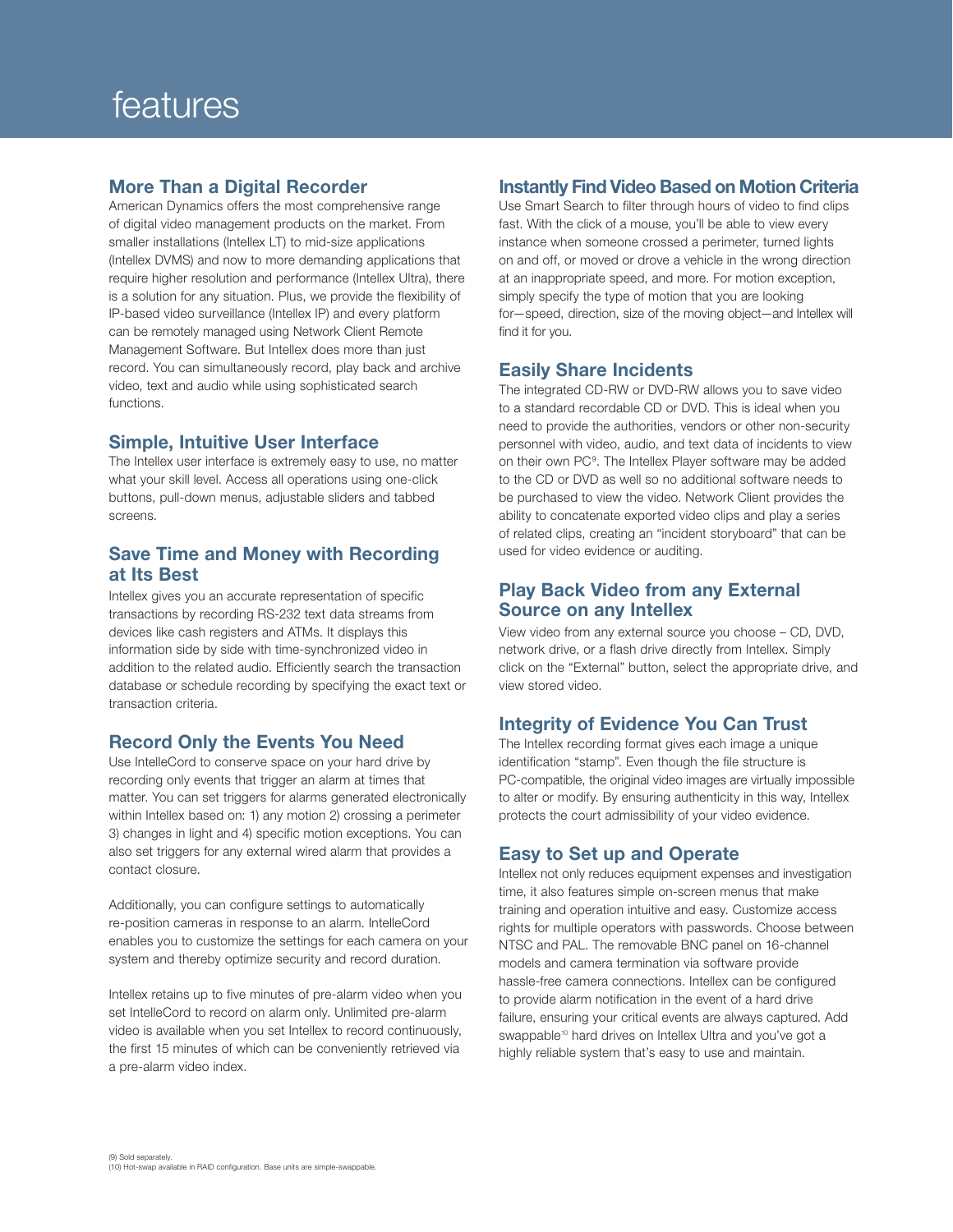# features

## More Than a Digital Recorder

American Dynamics offers the most comprehensive range of digital video management products on the market. From smaller installations (Intellex LT) to mid-size applications (Intellex DVMS) and now to more demanding applications that require higher resolution and performance (Intellex Ultra), there is a solution for any situation. Plus, we provide the flexibility of IP-based video surveillance (Intellex IP) and every platform can be remotely managed using Network Client Remote Management Software. But Intellex does more than just record. You can simultaneously record, play back and archive video, text and audio while using sophisticated search functions.

## Simple, Intuitive User Interface

The Intellex user interface is extremely easy to use, no matter what your skill level. Access all operations using one-click buttons, pull-down menus, adjustable sliders and tabbed screens.

## Save Time and Money with Recording at Its Best

Intellex gives you an accurate representation of specific transactions by recording RS-232 text data streams from devices like cash registers and ATMs. It displays this information side by side with time-synchronized video in addition to the related audio. Efficiently search the transaction database or schedule recording by specifying the exact text or transaction criteria.

## Record Only the Events You Need

Use IntelleCord to conserve space on your hard drive by recording only events that trigger an alarm at times that matter. You can set triggers for alarms generated electronically within Intellex based on: 1) any motion 2) crossing a perimeter 3) changes in light and 4) specific motion exceptions. You can also set triggers for any external wired alarm that provides a contact closure.

Additionally, you can configure settings to automatically re-position cameras in response to an alarm. IntelleCord enables you to customize the settings for each camera on your system and thereby optimize security and record duration.

Intellex retains up to five minutes of pre-alarm video when you set IntelleCord to record on alarm only. Unlimited pre-alarm video is available when you set Intellex to record continuously, the first 15 minutes of which can be conveniently retrieved via a pre-alarm video index.

## Instantly Find Video Based on Motion Criteria

Use Smart Search to filter through hours of video to find clips fast. With the click of a mouse, you'll be able to view every instance when someone crossed a perimeter, turned lights on and off, or moved or drove a vehicle in the wrong direction at an inappropriate speed, and more. For motion exception, simply specify the type of motion that you are looking for—speed, direction, size of the moving object—and Intellex will find it for you.

## Easily Share Incidents

The integrated CD-RW or DVD-RW allows you to save video to a standard recordable CD or DVD. This is ideal when you need to provide the authorities, vendors or other non-security personnel with video, audio, and text data of incidents to view on their own PC[9]. The Intellex Player software may be added to the CD or DVD as well so no additional software needs to be purchased to view the video. Network Client provides the ability to concatenate exported video clips and play a series of related clips, creating an "incident storyboard" that can be used for video evidence or auditing.

## Play Back Video from any External Source on any Intellex

View video from any external source you choose – CD, DVD, network drive, or a flash drive directly from Intellex. Simply click on the "External" button, select the appropriate drive, and view stored video.

## Integrity of Evidence You Can Trust

The Intellex recording format gives each image a unique identification "stamp". Even though the file structure is PC-compatible, the original video images are virtually impossible to alter or modify. By ensuring authenticity in this way, Intellex protects the court admissibility of your video evidence.

## Easy to Set up and Operate

Intellex not only reduces equipment expenses and investigation time, it also features simple on-screen menus that make training and operation intuitive and easy. Customize access rights for multiple operators with passwords. Choose between NTSC and PAL. The removable BNC panel on 16-channel models and camera termination via software provide hassle-free camera connections. Intellex can be configured to provide alarm notification in the event of a hard drive failure, ensuring your critical events are always captured. Add swappable[10] hard drives on Intellex Ultra and you've got a highly reliable system that's easy to use and maintain.

(9) Sold separately.
(10) Hot-swap available in RAID configuration. Base units are simple-swappable.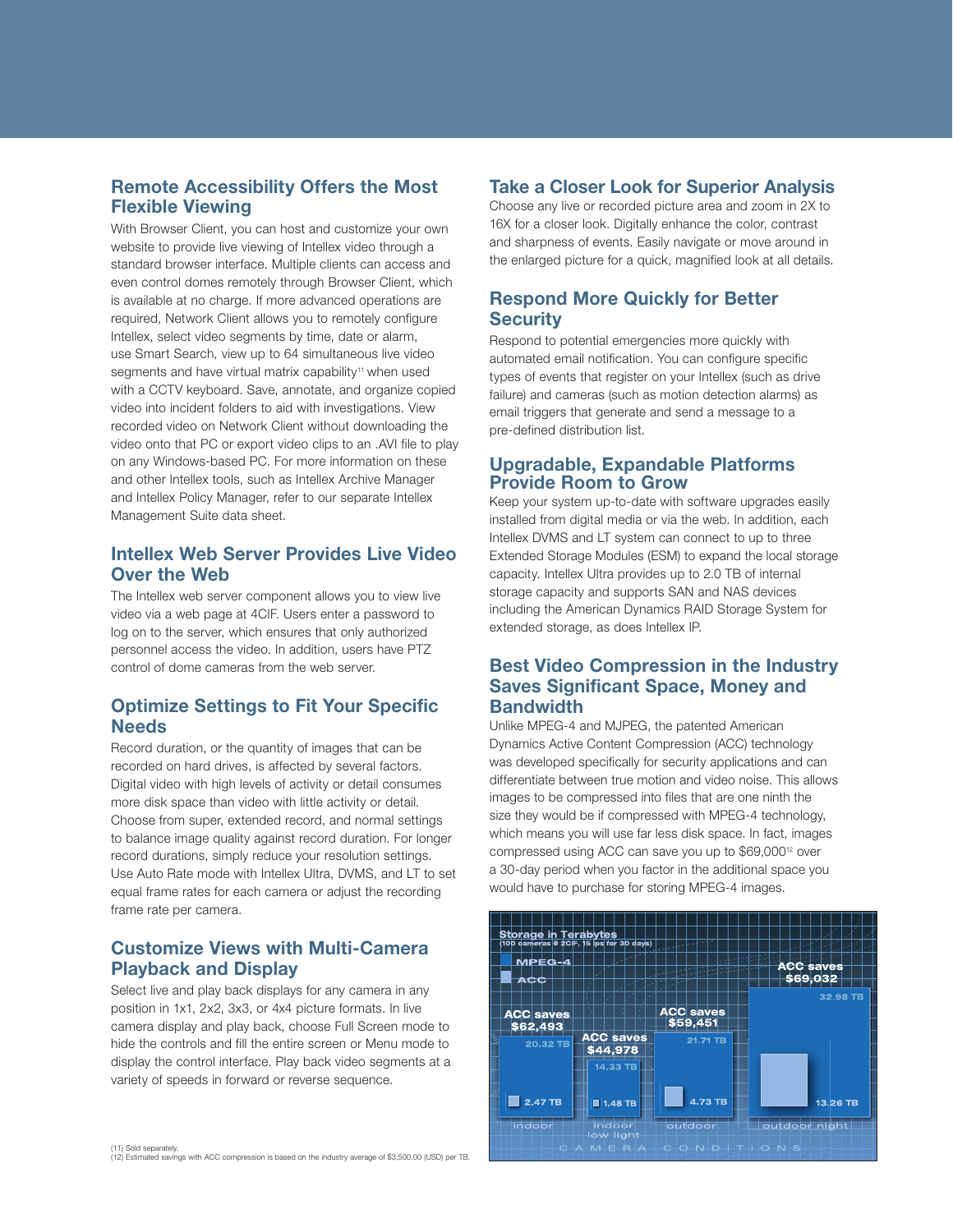## Remote Accessibility Offers the Most Flexible Viewing

With Browser Client, you can host and customize your own website to provide live viewing of Intellex video through a standard browser interface. Multiple clients can access and even control domes remotely through Browser Client, which is available at no charge. If more advanced operations are required, Network Client allows you to remotely configure Intellex, select video segments by time, date or alarm, use Smart Search, view up to 64 simultaneous live video segments and have virtual matrix capability[11] when used with a CCTV keyboard. Save, annotate, and organize copied video into incident folders to aid with investigations. View recorded video on Network Client without downloading the video onto that PC or export video clips to an .AVI file to play on any Windows-based PC. For more information on these and other Intellex tools, such as Intellex Archive Manager and Intellex Policy Manager, refer to our separate Intellex Management Suite data sheet.

## Intellex Web Server Provides Live Video Over the Web

The Intellex web server component allows you to view live video via a web page at 4CIF. Users enter a password to log on to the server, which ensures that only authorized personnel access the video. In addition, users have PTZ control of dome cameras from the web server.

## Optimize Settings to Fit Your Specific Needs

Record duration, or the quantity of images that can be recorded on hard drives, is affected by several factors. Digital video with high levels of activity or detail consumes more disk space than video with little activity or detail. Choose from super, extended record, and normal settings to balance image quality against record duration. For longer record durations, simply reduce your resolution settings. Use Auto Rate mode with Intellex Ultra, DVMS, and LT to set equal frame rates for each camera or adjust the recording frame rate per camera.

## Customize Views with Multi-Camera Playback and Display

Select live and play back displays for any camera in any position in 1x1, 2x2, 3x3, or 4x4 picture formats. In live camera display and play back, choose Full Screen mode to hide the controls and fill the entire screen or Menu mode to display the control interface. Play back video segments at a variety of speeds in forward or reverse sequence.

## Take a Closer Look for Superior Analysis

Choose any live or recorded picture area and zoom in 2X to 16X for a closer look. Digitally enhance the color, contrast and sharpness of events. Easily navigate or move around in the enlarged picture for a quick, magnified look at all details.

## Respond More Quickly for Better Security

Respond to potential emergencies more quickly with automated email notification. You can configure specific types of events that register on your Intellex (such as drive failure) and cameras (such as motion detection alarms) as email triggers that generate and send a message to a pre-defined distribution list.

## Upgradable, Expandable Platforms Provide Room to Grow

Keep your system up-to-date with software upgrades easily installed from digital media or via the web. In addition, each Intellex DVMS and LT system can connect to up to three Extended Storage Modules (ESM) to expand the local storage capacity. Intellex Ultra provides up to 2.0 TB of internal storage capacity and supports SAN and NAS devices including the American Dynamics RAID Storage System for extended storage, as does Intellex IP.

## Best Video Compression in the Industry Saves Significant Space, Money and Bandwidth

Unlike MPEG-4 and MJPEG, the patented American Dynamics Active Content Compression (ACC) technology was developed specifically for security applications and can differentiate between true motion and video noise. This allows images to be compressed into files that are one ninth the size they would be if compressed with MPEG-4 technology, which means you will use far less disk space. In fact, images compressed using ACC can save you up to $69,000[12] over a 30-day period when you factor in the additional space you would have to purchase for storing MPEG-4 images.

**Storage in Terabytes**
(100 cameras @ 2CIF, 15 ips for 30 days)

| Camera Conditions | MPEG-4 | ACC | ACC saves |
|---|---|---|---|
| indoor | 20.32 TB | 2.47 TB | $62,493 |
| indoor low light | 14.33 TB | 1.48 TB | $44,978 |
| outdoor | 21.71 TB | 4.73 TB | $59,451 |
| outdoor night | 32.98 TB | 13.26 TB | $69,032 |

(11) Sold separately.
(12) Estimated savings with ACC compression is based on the industry average of $3,500.00 (USD) per TB.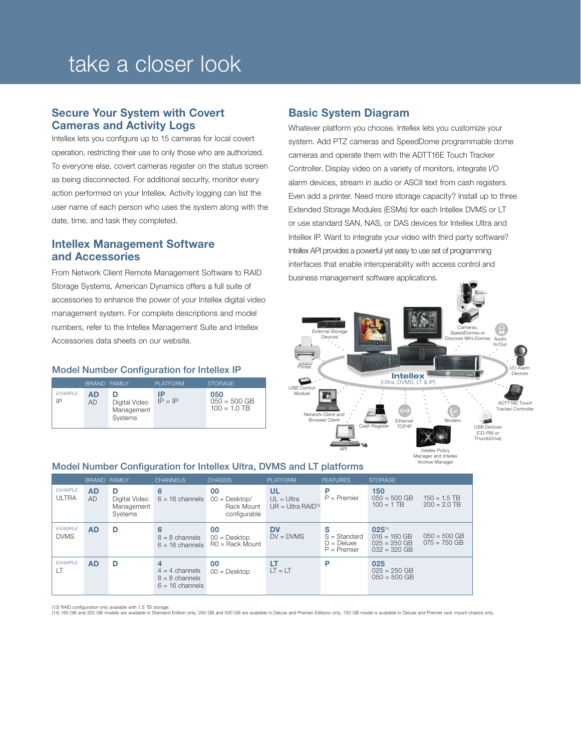# take a closer look

## Secure Your System with Covert Cameras and Activity Logs

Intellex lets you configure up to 15 cameras for local covert operation, restricting their use to only those who are authorized. To everyone else, covert cameras register on the status screen as being disconnected. For additional security, monitor every action performed on your Intellex. Activity logging can list the user name of each person who uses the system along with the date, time, and task they completed.

## Intellex Management Software and Accessories

From Network Client Remote Management Software to RAID Storage Systems, American Dynamics offers a full suite of accessories to enhance the power of your Intellex digital video management system. For complete descriptions and model numbers, refer to the Intellex Management Suite and Intellex Accessories data sheets on our website.

## Basic System Diagram

Whatever platform you choose, Intellex lets you customize your system. Add PTZ cameras and SpeedDome programmable dome cameras and operate them with the ADTT16E Touch Tracker Controller. Display video on a variety of monitors, integrate I/O alarm devices, stream in audio or ASCII text from cash registers. Even add a printer. Need more storage capacity? Install up to three Extended Storage Modules (ESMs) for each Intellex DVMS or LT or use standard SAN, NAS, or DAS devices for Intellex Ultra and Intellex IP. Want to integrate your video with third party software? Intellex API provides a powerful yet easy to use set of programming interfaces that enable interoperability with access control and business management software applications.

External Storage Devices · Printer · USB Control Module · Network Client and Browser Client · API · Cash Register · Ethernet TCP/IP · Intellex Policy Manager and Intellex Archive Manager · Modem · USB Devices (CD-RW or ThumbDrive) · ADTT16E Touch Tracker Controller · I/O Alarm Devices · Audio In/Out · Cameras, SpeedDomes or Discover Mini-Domes · **Intellex** (Ultra, DVMS, LT & IP)

## Model Number Configuration for Intellex IP

| | BRAND | FAMILY | PLATFORM | STORAGE |
|---|---|---|---|---|
| *EXAMPLE* IP | **AD** AD | **D** Digital Video Management Systems | **IP** IP = IP | **050** 050 = 500 GB 100 = 1.0 TB |

## Model Number Configuration for Intellex Ultra, DVMS and LT platforms

| | BRAND | FAMILY | CHANNELS | CHASSIS | PLATFORM | FEATURES | STORAGE | |
|---|---|---|---|---|---|---|---|---|
| *EXAMPLE* ULTRA | **AD** AD | **D** Digital Video Management Systems | **6** 6 = 16 channels | **00** 00 = Desktop/ Rack Mount configurable | **UL** UL = Ultra UR = Ultra RAID[13] | **P** P = Premier | **150** 050 = 500 GB 100 = 1 TB | 150 = 1.5 TB 200 = 2.0 TB |
| *EXAMPLE* DVMS | **AD** | **D** | **6** 8 = 8 channels 6 = 16 channels | **00** 00 = Desktop R0 = Rack Mount | **DV** DV = DVMS | **S** S = Standard D = Deluxe P = Premier | **025**[14] 016 = 160 GB 025 = 250 GB 032 = 320 GB | 050 = 500 GB 075 = 750 GB |
| *EXAMPLE* LT | **AD** | **D** | **4** 4 = 4 channels 8 = 8 channels 6 = 16 channels | **00** 00 = Desktop | **LT** LT = LT | **P** | **025** 025 = 250 GB 050 = 500 GB | |

(13) RAID configuration only available with 1.5 TB storage.
(14) 160 GB and 320 GB models are available in Standard Edition only; 250 GB and 500 GB are available in Deluxe and Premier Editions only; 750 GB model is available in Deluxe and Premier rack mount chassis only.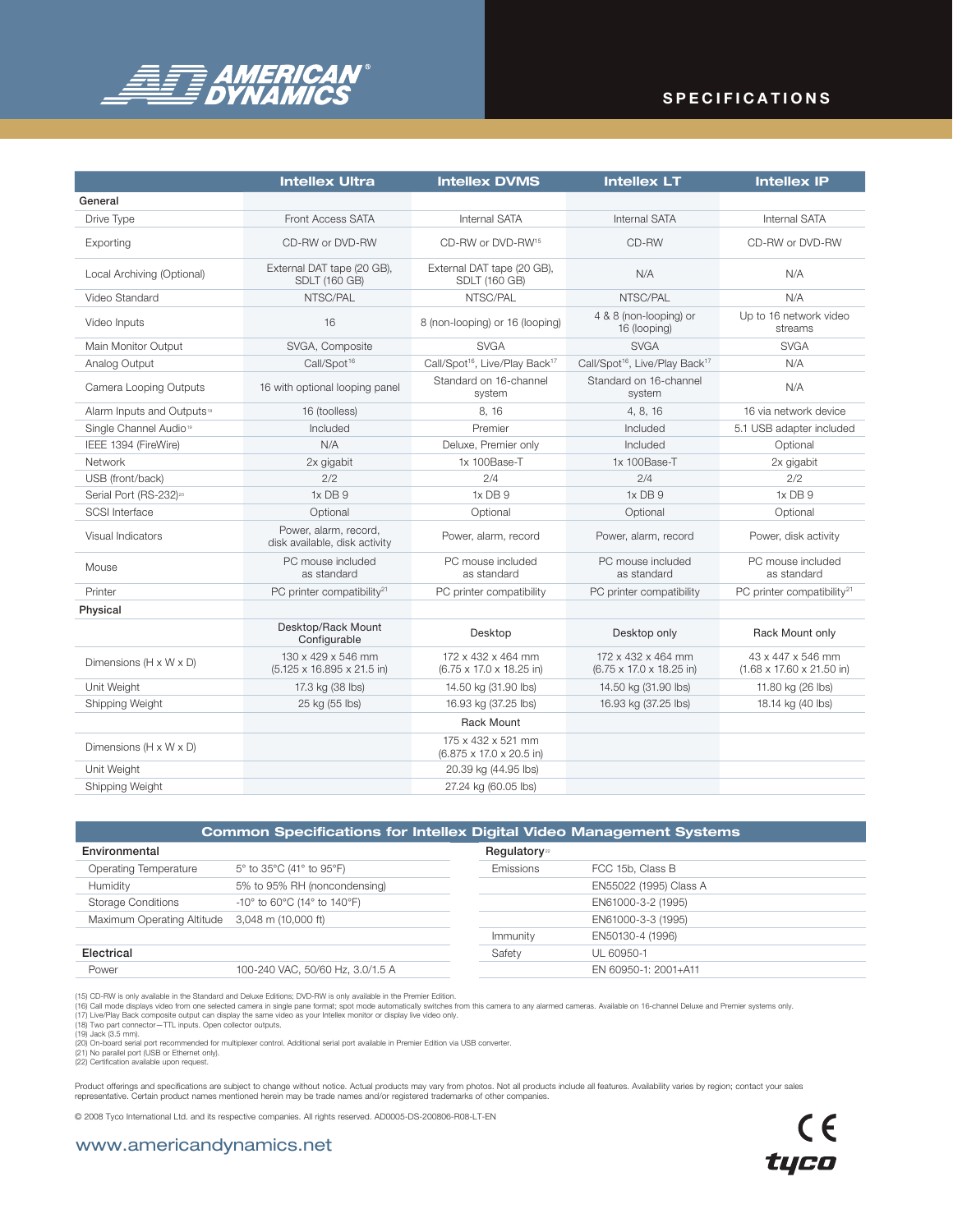# AMERICAN DYNAMICS

## SPECIFICATIONS

| | Intellex Ultra | Intellex DVMS | Intellex LT | Intellex IP |
|---|---|---|---|---|
| **General** | | | | |
| Drive Type | Front Access SATA | Internal SATA | Internal SATA | Internal SATA |
| Exporting | CD-RW or DVD-RW | CD-RW or DVD-RW[15] | CD-RW | CD-RW or DVD-RW |
| Local Archiving (Optional) | External DAT tape (20 GB), SDLT (160 GB) | External DAT tape (20 GB), SDLT (160 GB) | N/A | N/A |
| Video Standard | NTSC/PAL | NTSC/PAL | NTSC/PAL | N/A |
| Video Inputs | 16 | 8 (non-looping) or 16 (looping) | 4 & 8 (non-looping) or 16 (looping) | Up to 16 network video streams |
| Main Monitor Output | SVGA, Composite | SVGA | SVGA | SVGA |
| Analog Output | Call/Spot[16] | Call/Spot[16], Live/Play Back[17] | Call/Spot[16], Live/Play Back[17] | N/A |
| Camera Looping Outputs | 16 with optional looping panel | Standard on 16-channel system | Standard on 16-channel system | N/A |
| Alarm Inputs and Outputs[18] | 16 (toolless) | 8, 16 | 4, 8, 16 | 16 via network device |
| Single Channel Audio[19] | Included | Premier | Included | 5.1 USB adapter included |
| IEEE 1394 (FireWire) | N/A | Deluxe, Premier only | Included | Optional |
| Network | 2x gigabit | 1x 100Base-T | 1x 100Base-T | 2x gigabit |
| USB (front/back) | 2/2 | 2/4 | 2/4 | 2/2 |
| Serial Port (RS-232)[20] | 1x DB 9 | 1x DB 9 | 1x DB 9 | 1x DB 9 |
| SCSI Interface | Optional | Optional | Optional | Optional |
| Visual Indicators | Power, alarm, record, disk available, disk activity | Power, alarm, record | Power, alarm, record | Power, disk activity |
| Mouse | PC mouse included as standard | PC mouse included as standard | PC mouse included as standard | PC mouse included as standard |
| Printer | PC printer compatibility[21] | PC printer compatibility | PC printer compatibility | PC printer compatibility[21] |
| **Physical** | | | | |
| | Desktop/Rack Mount Configurable | Desktop | Desktop only | Rack Mount only |
| Dimensions (H x W x D) | 130 x 429 x 546 mm (5.125 x 16.895 x 21.5 in) | 172 x 432 x 464 mm (6.75 x 17.0 x 18.25 in) | 172 x 432 x 464 mm (6.75 x 17.0 x 18.25 in) | 43 x 447 x 546 mm (1.68 x 17.60 x 21.50 in) |
| Unit Weight | 17.3 kg (38 lbs) | 14.50 kg (31.90 lbs) | 14.50 kg (31.90 lbs) | 11.80 kg (26 lbs) |
| Shipping Weight | 25 kg (55 lbs) | 16.93 kg (37.25 lbs) | 16.93 kg (37.25 lbs) | 18.14 kg (40 lbs) |
| | | Rack Mount | | |
| Dimensions (H x W x D) | | 175 x 432 x 521 mm (6.875 x 17.0 x 20.5 in) | | |
| Unit Weight | | 20.39 kg (44.95 lbs) | | |
| Shipping Weight | | 27.24 kg (60.05 lbs) | | |

## Common Specifications for Intellex Digital Video Management Systems

| | |
|---|---|
| **Environmental** | |
| Operating Temperature | 5° to 35°C (41° to 95°F) |
| Humidity | 5% to 95% RH (noncondensing) |
| Storage Conditions | -10° to 60°C (14° to 140°F) |
| Maximum Operating Altitude | 3,048 m (10,000 ft) |
| **Electrical** | |
| Power | 100-240 VAC, 50/60 Hz, 3.0/1.5 A |

| | |
|---|---|
| **Regulatory[22]** | |
| Emissions | FCC 15b, Class B |
| | EN55022 (1995) Class A |
| | EN61000-3-2 (1995) |
| | EN61000-3-3 (1995) |
| Immunity | EN50130-4 (1996) |
| Safety | UL 60950-1 |
| | EN 60950-1: 2001+A11 |

(15) CD-RW is only available in the Standard and Deluxe Editions; DVD-RW is only available in the Premier Edition.
(16) Call mode displays video from one selected camera in single pane format; spot mode automatically switches from this camera to any alarmed cameras. Available on 16-channel Deluxe and Premier systems only.
(17) Live/Play Back composite output can display the same video as your Intellex monitor or display live video only.
(18) Two part connector—TTL inputs. Open collector outputs.
(19) Jack (3.5 mm).
(20) On-board serial port recommended for multiplexer control. Additional serial port available in Premier Edition via USB converter.
(21) No parallel port (USB or Ethernet only).
(22) Certification available upon request.

Product offerings and specifications are subject to change without notice. Actual products may vary from photos. Not all products include all features. Availability varies by region; contact your sales representative. Certain product names mentioned herein may be trade names and/or registered trademarks of other companies.

© 2008 Tyco International Ltd. and its respective companies. All rights reserved. AD0005-DS-200806-R08-LT-EN

www.americandynamics.net

CE

tyco